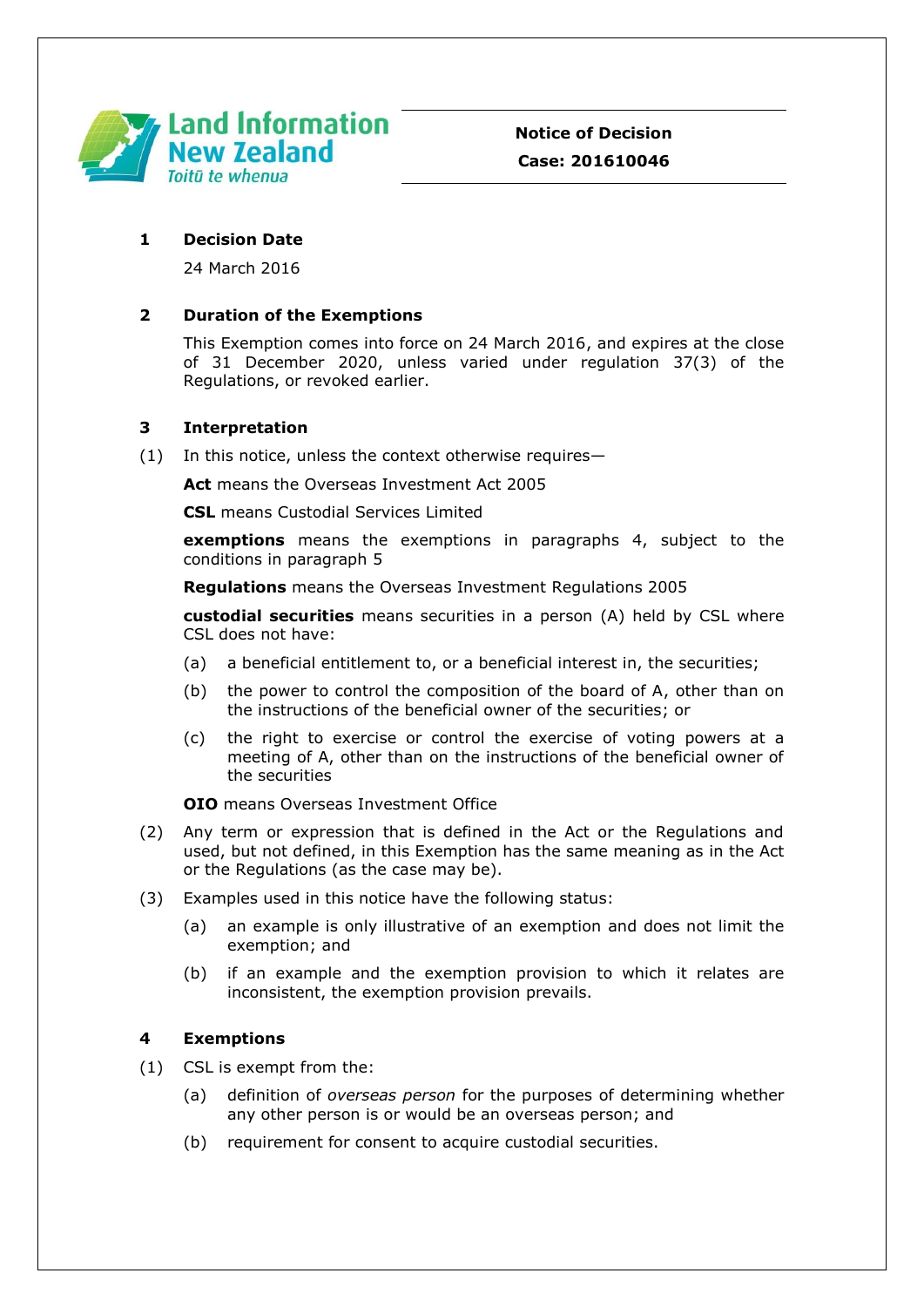Land Information New Zealand
Toitū te whenua

**Notice of Decision**

**Case: 201610046**

## 1 Decision Date

24 March 2016

## 2 Duration of the Exemptions

This Exemption comes into force on 24 March 2016, and expires at the close of 31 December 2020, unless varied under regulation 37(3) of the Regulations, or revoked earlier.

## 3 Interpretation

(1) In this notice, unless the context otherwise requires—

**Act** means the Overseas Investment Act 2005

**CSL** means Custodial Services Limited

**exemptions** means the exemptions in paragraphs 4, subject to the conditions in paragraph 5

**Regulations** means the Overseas Investment Regulations 2005

**custodial securities** means securities in a person (A) held by CSL where CSL does not have:

- (a) a beneficial entitlement to, or a beneficial interest in, the securities;
- (b) the power to control the composition of the board of A, other than on the instructions of the beneficial owner of the securities; or
- (c) the right to exercise or control the exercise of voting powers at a meeting of A, other than on the instructions of the beneficial owner of the securities

**OIO** means Overseas Investment Office

(2) Any term or expression that is defined in the Act or the Regulations and used, but not defined, in this Exemption has the same meaning as in the Act or the Regulations (as the case may be).

(3) Examples used in this notice have the following status:

- (a) an example is only illustrative of an exemption and does not limit the exemption; and
- (b) if an example and the exemption provision to which it relates are inconsistent, the exemption provision prevails.

## 4 Exemptions

(1) CSL is exempt from the:

- (a) definition of *overseas person* for the purposes of determining whether any other person is or would be an overseas person; and
- (b) requirement for consent to acquire custodial securities.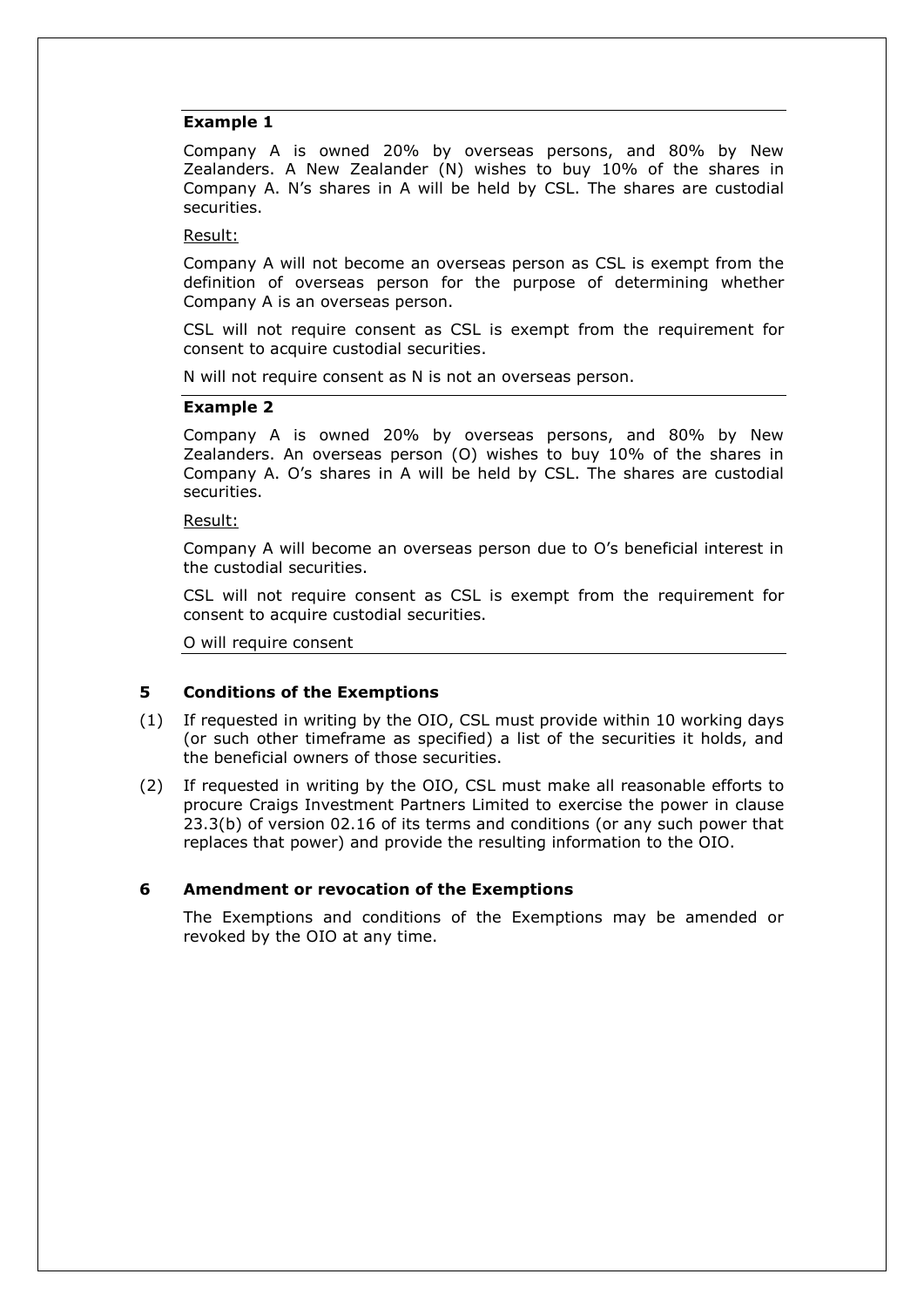**Example 1**

Company A is owned 20% by overseas persons, and 80% by New Zealanders. A New Zealander (N) wishes to buy 10% of the shares in Company A. N's shares in A will be held by CSL. The shares are custodial securities.

Result:

Company A will not become an overseas person as CSL is exempt from the definition of overseas person for the purpose of determining whether Company A is an overseas person.

CSL will not require consent as CSL is exempt from the requirement for consent to acquire custodial securities.

N will not require consent as N is not an overseas person.

**Example 2**

Company A is owned 20% by overseas persons, and 80% by New Zealanders. An overseas person (O) wishes to buy 10% of the shares in Company A. O's shares in A will be held by CSL. The shares are custodial securities.

Result:

Company A will become an overseas person due to O's beneficial interest in the custodial securities.

CSL will not require consent as CSL is exempt from the requirement for consent to acquire custodial securities.

O will require consent

## 5 Conditions of the Exemptions

(1) If requested in writing by the OIO, CSL must provide within 10 working days (or such other timeframe as specified) a list of the securities it holds, and the beneficial owners of those securities.

(2) If requested in writing by the OIO, CSL must make all reasonable efforts to procure Craigs Investment Partners Limited to exercise the power in clause 23.3(b) of version 02.16 of its terms and conditions (or any such power that replaces that power) and provide the resulting information to the OIO.

## 6 Amendment or revocation of the Exemptions

The Exemptions and conditions of the Exemptions may be amended or revoked by the OIO at any time.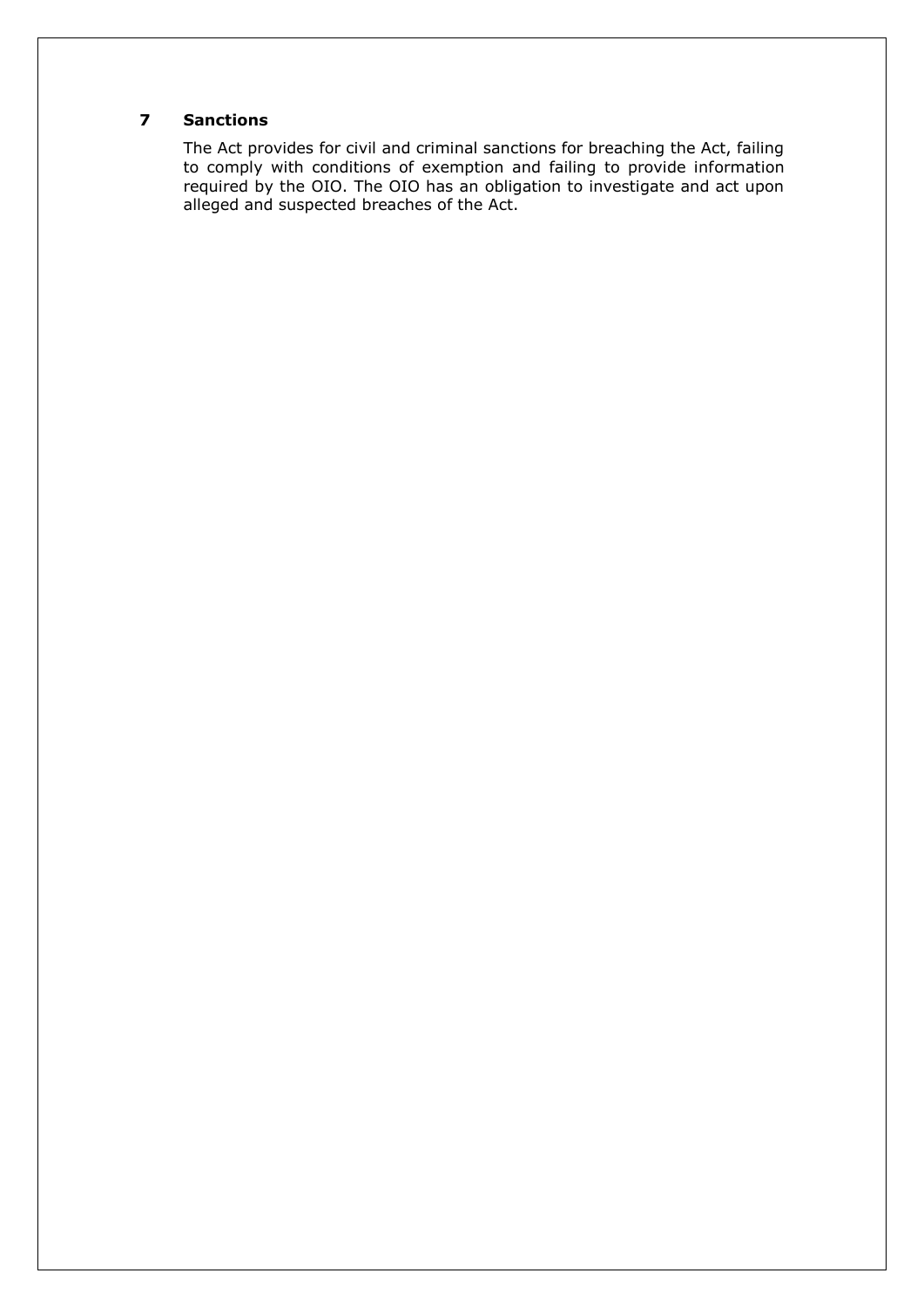## 7 Sanctions

The Act provides for civil and criminal sanctions for breaching the Act, failing to comply with conditions of exemption and failing to provide information required by the OIO. The OIO has an obligation to investigate and act upon alleged and suspected breaches of the Act.